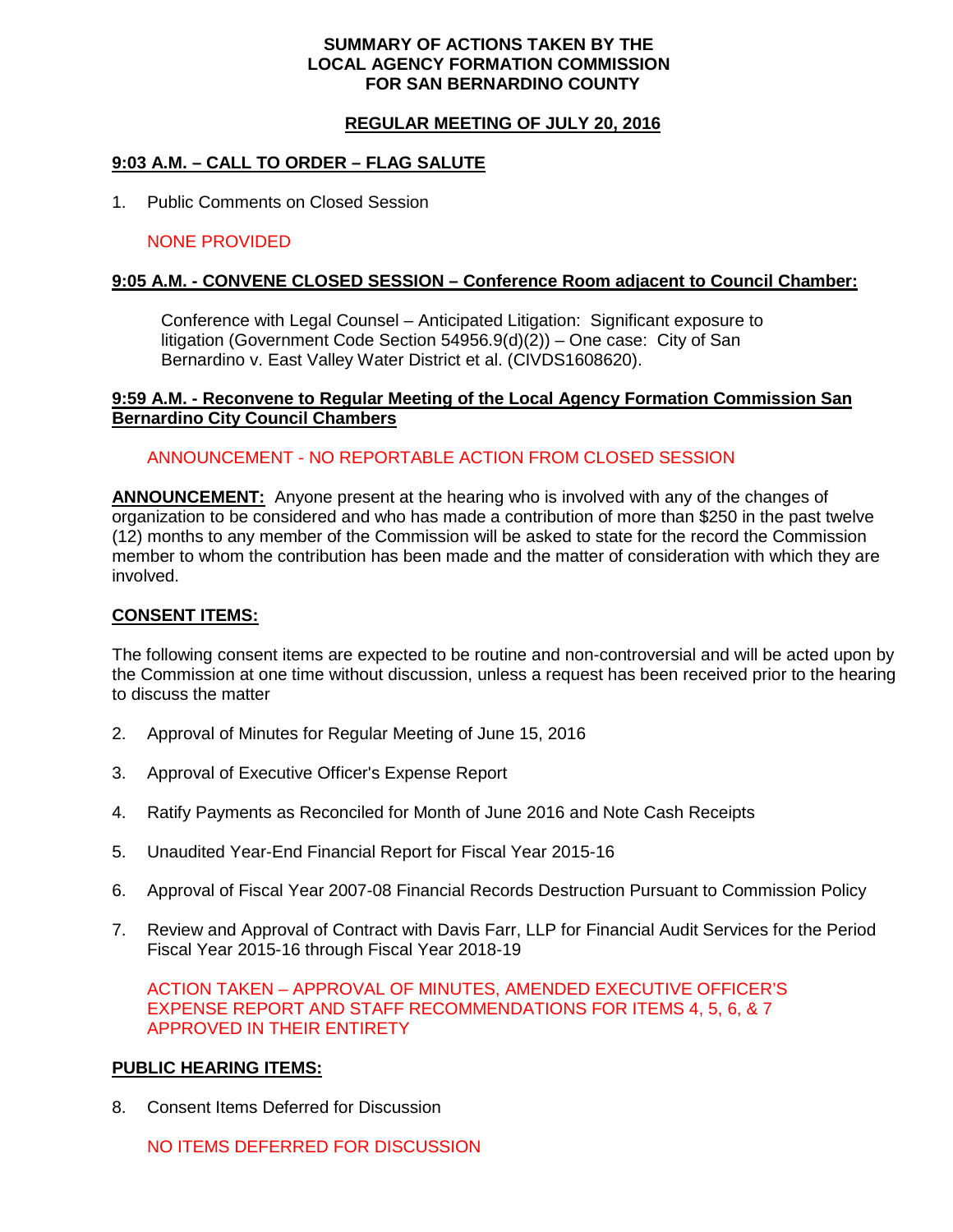# SUMMARY OF ACTIONS TAKEN BY THE LOCAL AGENCY FORMATION COMMISSION FOR SAN BERNARDINO COUNTY

## REGULAR MEETING OF JULY 20, 2016

### 9:03 A.M. – CALL TO ORDER – FLAG SALUTE

1. Public Comments on Closed Session

   NONE PROVIDED

### 9:05 A.M. - CONVENE CLOSED SESSION – Conference Room adjacent to Council Chamber:

Conference with Legal Counsel – Anticipated Litigation: Significant exposure to litigation (Government Code Section 54956.9(d)(2)) – One case: City of San Bernardino v. East Valley Water District et al. (CIVDS1608620).

### 9:59 A.M. - Reconvene to Regular Meeting of the Local Agency Formation Commission San Bernardino City Council Chambers

ANNOUNCEMENT - NO REPORTABLE ACTION FROM CLOSED SESSION

**ANNOUNCEMENT:** Anyone present at the hearing who is involved with any of the changes of organization to be considered and who has made a contribution of more than $250 in the past twelve (12) months to any member of the Commission will be asked to state for the record the Commission member to whom the contribution has been made and the matter of consideration with which they are involved.

### CONSENT ITEMS:

The following consent items are expected to be routine and non-controversial and will be acted upon by the Commission at one time without discussion, unless a request has been received prior to the hearing to discuss the matter

2. Approval of Minutes for Regular Meeting of June 15, 2016

3. Approval of Executive Officer's Expense Report

4. Ratify Payments as Reconciled for Month of June 2016 and Note Cash Receipts

5. Unaudited Year-End Financial Report for Fiscal Year 2015-16

6. Approval of Fiscal Year 2007-08 Financial Records Destruction Pursuant to Commission Policy

7. Review and Approval of Contract with Davis Farr, LLP for Financial Audit Services for the Period Fiscal Year 2015-16 through Fiscal Year 2018-19

   ACTION TAKEN – APPROVAL OF MINUTES, AMENDED EXECUTIVE OFFICER'S EXPENSE REPORT AND STAFF RECOMMENDATIONS FOR ITEMS 4, 5, 6, & 7 APPROVED IN THEIR ENTIRETY

### PUBLIC HEARING ITEMS:

8. Consent Items Deferred for Discussion

   NO ITEMS DEFERRED FOR DISCUSSION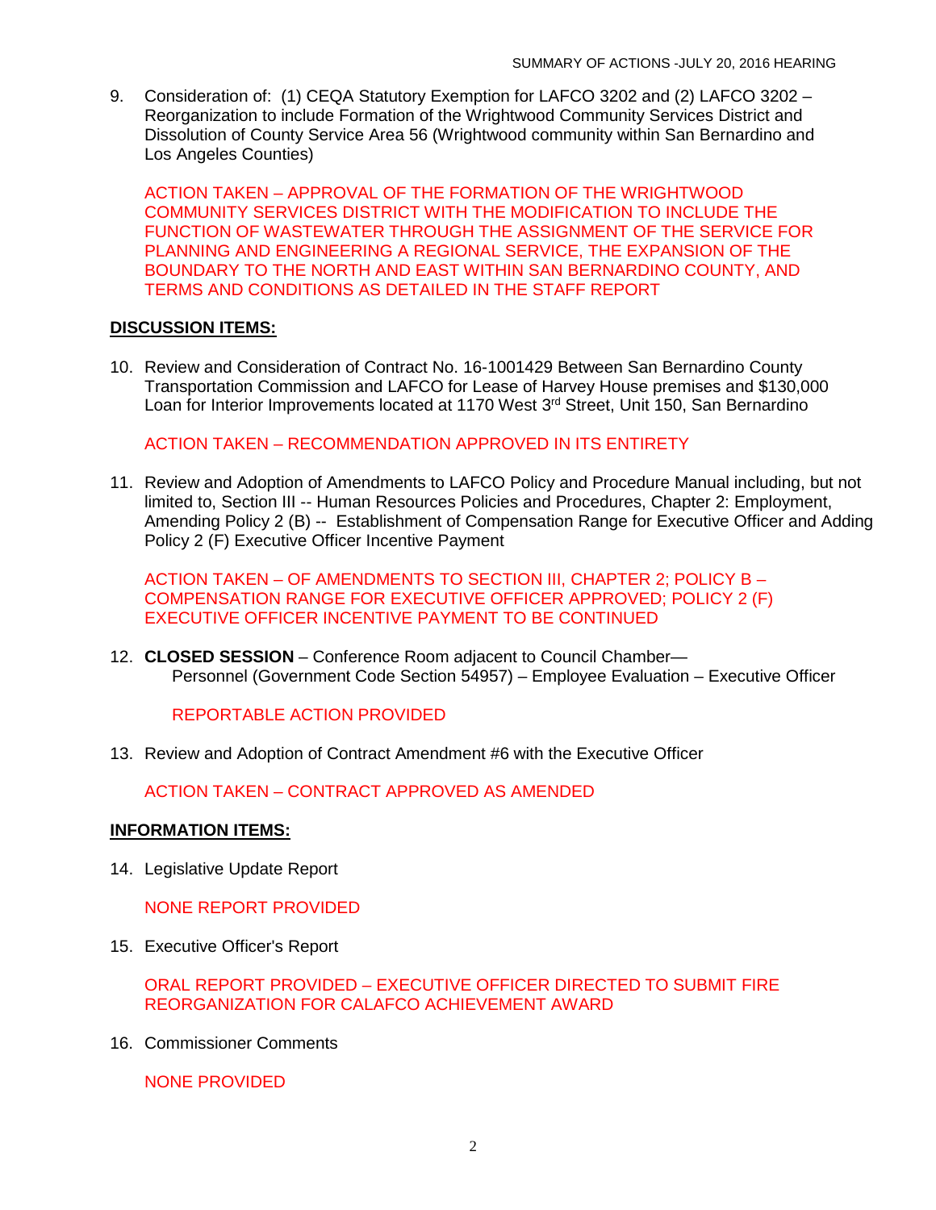9. Consideration of: (1) CEQA Statutory Exemption for LAFCO 3202 and (2) LAFCO 3202 – Reorganization to include Formation of the Wrightwood Community Services District and Dissolution of County Service Area 56 (Wrightwood community within San Bernardino and Los Angeles Counties)

   ACTION TAKEN – APPROVAL OF THE FORMATION OF THE WRIGHTWOOD COMMUNITY SERVICES DISTRICT WITH THE MODIFICATION TO INCLUDE THE FUNCTION OF WASTEWATER THROUGH THE ASSIGNMENT OF THE SERVICE FOR PLANNING AND ENGINEERING A REGIONAL SERVICE, THE EXPANSION OF THE BOUNDARY TO THE NORTH AND EAST WITHIN SAN BERNARDINO COUNTY, AND TERMS AND CONDITIONS AS DETAILED IN THE STAFF REPORT

**DISCUSSION ITEMS:**

10. Review and Consideration of Contract No. 16-1001429 Between San Bernardino County Transportation Commission and LAFCO for Lease of Harvey House premises and $130,000 Loan for Interior Improvements located at 1170 West 3rd Street, Unit 150, San Bernardino

    ACTION TAKEN – RECOMMENDATION APPROVED IN ITS ENTIRETY

11. Review and Adoption of Amendments to LAFCO Policy and Procedure Manual including, but not limited to, Section III -- Human Resources Policies and Procedures, Chapter 2: Employment, Amending Policy 2 (B) -- Establishment of Compensation Range for Executive Officer and Adding Policy 2 (F) Executive Officer Incentive Payment

    ACTION TAKEN – OF AMENDMENTS TO SECTION III, CHAPTER 2; POLICY B – COMPENSATION RANGE FOR EXECUTIVE OFFICER APPROVED; POLICY 2 (F) EXECUTIVE OFFICER INCENTIVE PAYMENT TO BE CONTINUED

12. **CLOSED SESSION** – Conference Room adjacent to Council Chamber—
    Personnel (Government Code Section 54957) – Employee Evaluation – Executive Officer

    REPORTABLE ACTION PROVIDED

13. Review and Adoption of Contract Amendment #6 with the Executive Officer

    ACTION TAKEN – CONTRACT APPROVED AS AMENDED

**INFORMATION ITEMS:**

14. Legislative Update Report

    NONE REPORT PROVIDED

15. Executive Officer's Report

    ORAL REPORT PROVIDED – EXECUTIVE OFFICER DIRECTED TO SUBMIT FIRE REORGANIZATION FOR CALAFCO ACHIEVEMENT AWARD

16. Commissioner Comments

    NONE PROVIDED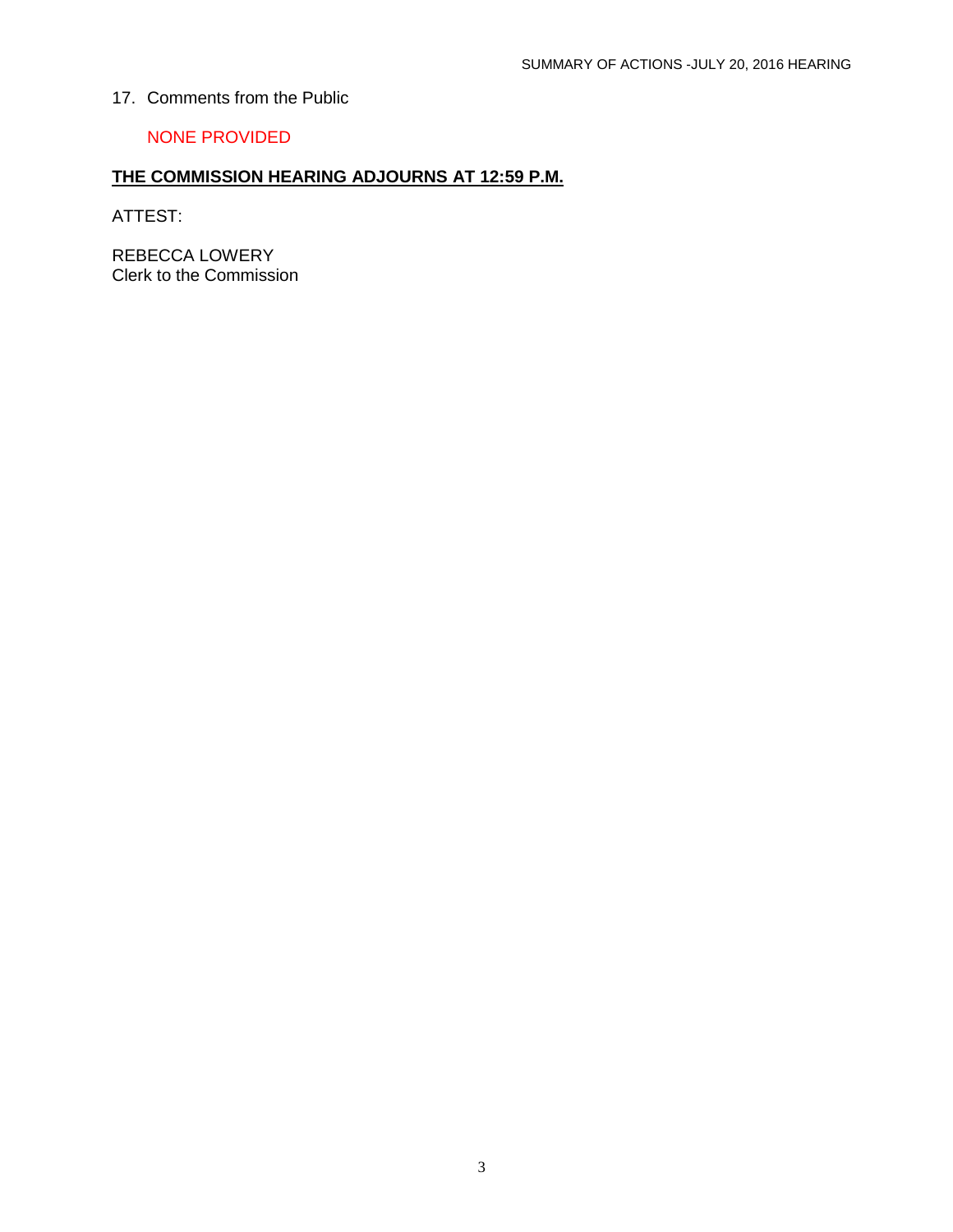17. Comments from the Public

NONE PROVIDED

**<u>THE COMMISSION HEARING ADJOURNS AT 12:59 P.M.</u>**

ATTEST:

REBECCA LOWERY
Clerk to the Commission